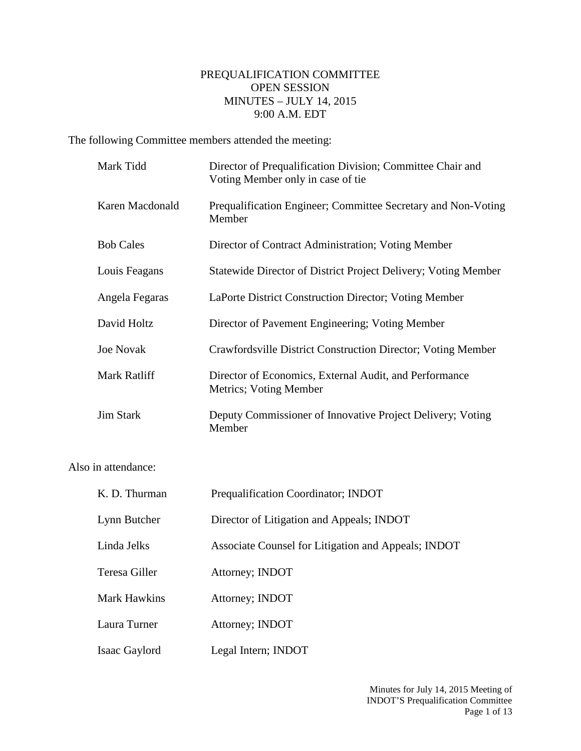# PREQUALIFICATION COMMITTEE
## OPEN SESSION
## MINUTES – JULY 14, 2015
## 9:00 A.M. EDT

The following Committee members attended the meeting:

| | |
|---|---|
| Mark Tidd | Director of Prequalification Division; Committee Chair and Voting Member only in case of tie |
| Karen Macdonald | Prequalification Engineer; Committee Secretary and Non-Voting Member |
| Bob Cales | Director of Contract Administration; Voting Member |
| Louis Feagans | Statewide Director of District Project Delivery; Voting Member |
| Angela Fegaras | LaPorte District Construction Director; Voting Member |
| David Holtz | Director of Pavement Engineering; Voting Member |
| Joe Novak | Crawfordsville District Construction Director; Voting Member |
| Mark Ratliff | Director of Economics, External Audit, and Performance Metrics; Voting Member |
| Jim Stark | Deputy Commissioner of Innovative Project Delivery; Voting Member |

Also in attendance:

| | |
|---|---|
| K. D. Thurman | Prequalification Coordinator; INDOT |
| Lynn Butcher | Director of Litigation and Appeals; INDOT |
| Linda Jelks | Associate Counsel for Litigation and Appeals; INDOT |
| Teresa Giller | Attorney; INDOT |
| Mark Hawkins | Attorney; INDOT |
| Laura Turner | Attorney; INDOT |
| Isaac Gaylord | Legal Intern; INDOT |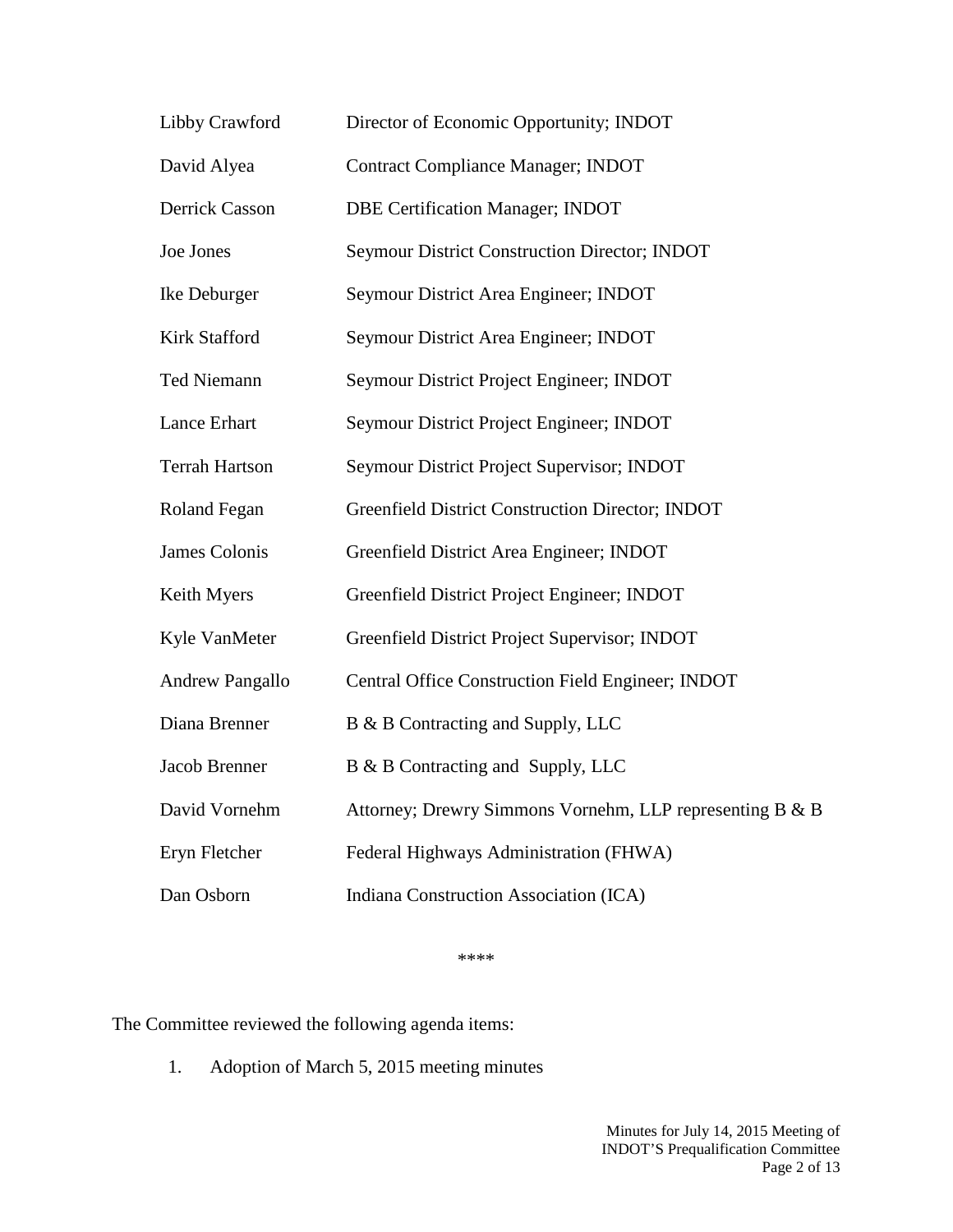| | |
|---|---|
| Libby Crawford | Director of Economic Opportunity; INDOT |
| David Alyea | Contract Compliance Manager; INDOT |
| Derrick Casson | DBE Certification Manager; INDOT |
| Joe Jones | Seymour District Construction Director; INDOT |
| Ike Deburger | Seymour District Area Engineer; INDOT |
| Kirk Stafford | Seymour District Area Engineer; INDOT |
| Ted Niemann | Seymour District Project Engineer; INDOT |
| Lance Erhart | Seymour District Project Engineer; INDOT |
| Terrah Hartson | Seymour District Project Supervisor; INDOT |
| Roland Fegan | Greenfield District Construction Director; INDOT |
| James Colonis | Greenfield District Area Engineer; INDOT |
| Keith Myers | Greenfield District Project Engineer; INDOT |
| Kyle VanMeter | Greenfield District Project Supervisor; INDOT |
| Andrew Pangallo | Central Office Construction Field Engineer; INDOT |
| Diana Brenner | B & B Contracting and Supply, LLC |
| Jacob Brenner | B & B Contracting and Supply, LLC |
| David Vornehm | Attorney; Drewry Simmons Vornehm, LLP representing B & B |
| Eryn Fletcher | Federal Highways Administration (FHWA) |
| Dan Osborn | Indiana Construction Association (ICA) |

****

The Committee reviewed the following agenda items:

1. Adoption of March 5, 2015 meeting minutes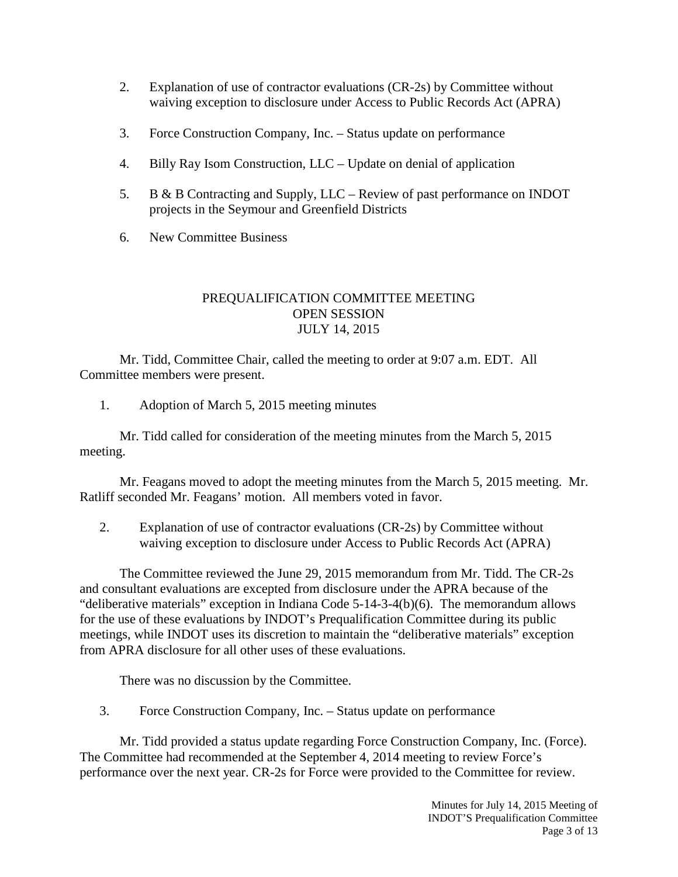2. Explanation of use of contractor evaluations (CR-2s) by Committee without waiving exception to disclosure under Access to Public Records Act (APRA)

3. Force Construction Company, Inc. – Status update on performance

4. Billy Ray Isom Construction, LLC – Update on denial of application

5. B & B Contracting and Supply, LLC – Review of past performance on INDOT projects in the Seymour and Greenfield Districts

6. New Committee Business

## PREQUALIFICATION COMMITTEE MEETING
## OPEN SESSION
## JULY 14, 2015

Mr. Tidd, Committee Chair, called the meeting to order at 9:07 a.m. EDT. All Committee members were present.

1. Adoption of March 5, 2015 meeting minutes

Mr. Tidd called for consideration of the meeting minutes from the March 5, 2015 meeting.

Mr. Feagans moved to adopt the meeting minutes from the March 5, 2015 meeting. Mr. Ratliff seconded Mr. Feagans' motion. All members voted in favor.

2. Explanation of use of contractor evaluations (CR-2s) by Committee without waiving exception to disclosure under Access to Public Records Act (APRA)

The Committee reviewed the June 29, 2015 memorandum from Mr. Tidd. The CR-2s and consultant evaluations are excepted from disclosure under the APRA because of the "deliberative materials" exception in Indiana Code 5-14-3-4(b)(6). The memorandum allows for the use of these evaluations by INDOT's Prequalification Committee during its public meetings, while INDOT uses its discretion to maintain the "deliberative materials" exception from APRA disclosure for all other uses of these evaluations.

There was no discussion by the Committee.

3. Force Construction Company, Inc. – Status update on performance

Mr. Tidd provided a status update regarding Force Construction Company, Inc. (Force). The Committee had recommended at the September 4, 2014 meeting to review Force's performance over the next year. CR-2s for Force were provided to the Committee for review.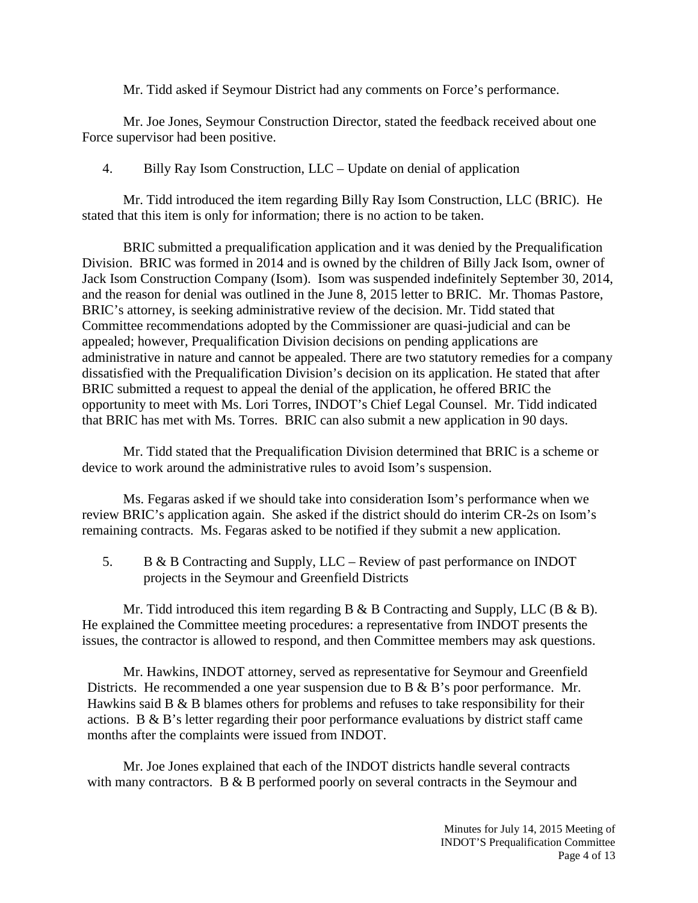Mr. Tidd asked if Seymour District had any comments on Force's performance.

Mr. Joe Jones, Seymour Construction Director, stated the feedback received about one Force supervisor had been positive.

4. Billy Ray Isom Construction, LLC – Update on denial of application

Mr. Tidd introduced the item regarding Billy Ray Isom Construction, LLC (BRIC). He stated that this item is only for information; there is no action to be taken.

BRIC submitted a prequalification application and it was denied by the Prequalification Division. BRIC was formed in 2014 and is owned by the children of Billy Jack Isom, owner of Jack Isom Construction Company (Isom). Isom was suspended indefinitely September 30, 2014, and the reason for denial was outlined in the June 8, 2015 letter to BRIC. Mr. Thomas Pastore, BRIC's attorney, is seeking administrative review of the decision. Mr. Tidd stated that Committee recommendations adopted by the Commissioner are quasi-judicial and can be appealed; however, Prequalification Division decisions on pending applications are administrative in nature and cannot be appealed. There are two statutory remedies for a company dissatisfied with the Prequalification Division's decision on its application. He stated that after BRIC submitted a request to appeal the denial of the application, he offered BRIC the opportunity to meet with Ms. Lori Torres, INDOT's Chief Legal Counsel. Mr. Tidd indicated that BRIC has met with Ms. Torres. BRIC can also submit a new application in 90 days.

Mr. Tidd stated that the Prequalification Division determined that BRIC is a scheme or device to work around the administrative rules to avoid Isom's suspension.

Ms. Fegaras asked if we should take into consideration Isom's performance when we review BRIC's application again. She asked if the district should do interim CR-2s on Isom's remaining contracts. Ms. Fegaras asked to be notified if they submit a new application.

5. B & B Contracting and Supply, LLC – Review of past performance on INDOT projects in the Seymour and Greenfield Districts

Mr. Tidd introduced this item regarding B & B Contracting and Supply, LLC (B & B). He explained the Committee meeting procedures: a representative from INDOT presents the issues, the contractor is allowed to respond, and then Committee members may ask questions.

Mr. Hawkins, INDOT attorney, served as representative for Seymour and Greenfield Districts. He recommended a one year suspension due to B & B's poor performance. Mr. Hawkins said B & B blames others for problems and refuses to take responsibility for their actions. B & B's letter regarding their poor performance evaluations by district staff came months after the complaints were issued from INDOT.

Mr. Joe Jones explained that each of the INDOT districts handle several contracts with many contractors. B & B performed poorly on several contracts in the Seymour and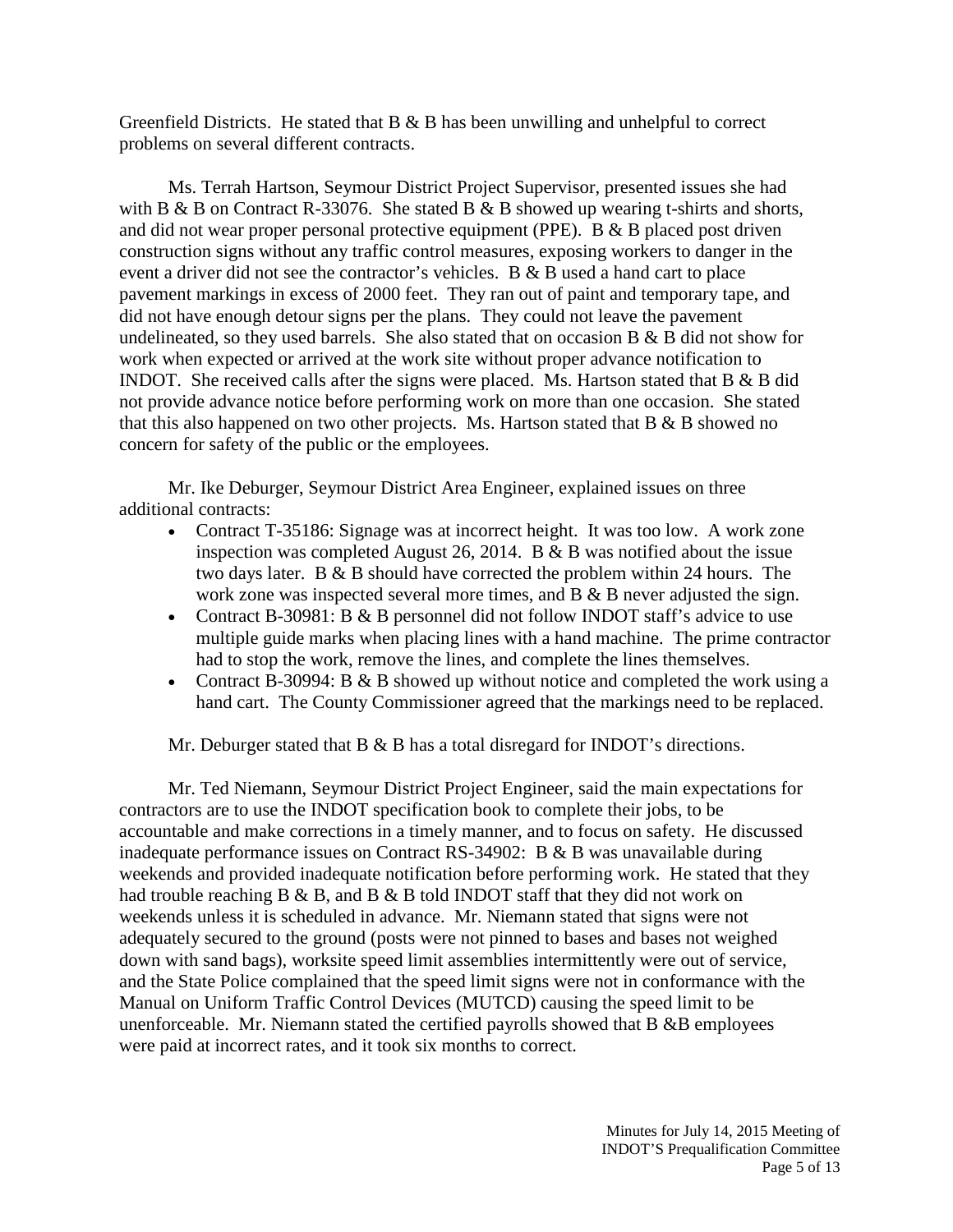Greenfield Districts. He stated that B & B has been unwilling and unhelpful to correct problems on several different contracts.

Ms. Terrah Hartson, Seymour District Project Supervisor, presented issues she had with B & B on Contract R-33076. She stated B & B showed up wearing t-shirts and shorts, and did not wear proper personal protective equipment (PPE). B & B placed post driven construction signs without any traffic control measures, exposing workers to danger in the event a driver did not see the contractor's vehicles. B & B used a hand cart to place pavement markings in excess of 2000 feet. They ran out of paint and temporary tape, and did not have enough detour signs per the plans. They could not leave the pavement undelineated, so they used barrels. She also stated that on occasion B & B did not show for work when expected or arrived at the work site without proper advance notification to INDOT. She received calls after the signs were placed. Ms. Hartson stated that B & B did not provide advance notice before performing work on more than one occasion. She stated that this also happened on two other projects. Ms. Hartson stated that B & B showed no concern for safety of the public or the employees.

Mr. Ike Deburger, Seymour District Area Engineer, explained issues on three additional contracts:

- Contract T-35186: Signage was at incorrect height. It was too low. A work zone inspection was completed August 26, 2014. B & B was notified about the issue two days later. B & B should have corrected the problem within 24 hours. The work zone was inspected several more times, and B & B never adjusted the sign.
- Contract B-30981: B & B personnel did not follow INDOT staff's advice to use multiple guide marks when placing lines with a hand machine. The prime contractor had to stop the work, remove the lines, and complete the lines themselves.
- Contract B-30994: B & B showed up without notice and completed the work using a hand cart. The County Commissioner agreed that the markings need to be replaced.

Mr. Deburger stated that B & B has a total disregard for INDOT's directions.

Mr. Ted Niemann, Seymour District Project Engineer, said the main expectations for contractors are to use the INDOT specification book to complete their jobs, to be accountable and make corrections in a timely manner, and to focus on safety. He discussed inadequate performance issues on Contract RS-34902: B & B was unavailable during weekends and provided inadequate notification before performing work. He stated that they had trouble reaching B & B, and B & B told INDOT staff that they did not work on weekends unless it is scheduled in advance. Mr. Niemann stated that signs were not adequately secured to the ground (posts were not pinned to bases and bases not weighed down with sand bags), worksite speed limit assemblies intermittently were out of service, and the State Police complained that the speed limit signs were not in conformance with the Manual on Uniform Traffic Control Devices (MUTCD) causing the speed limit to be unenforceable. Mr. Niemann stated the certified payrolls showed that B &B employees were paid at incorrect rates, and it took six months to correct.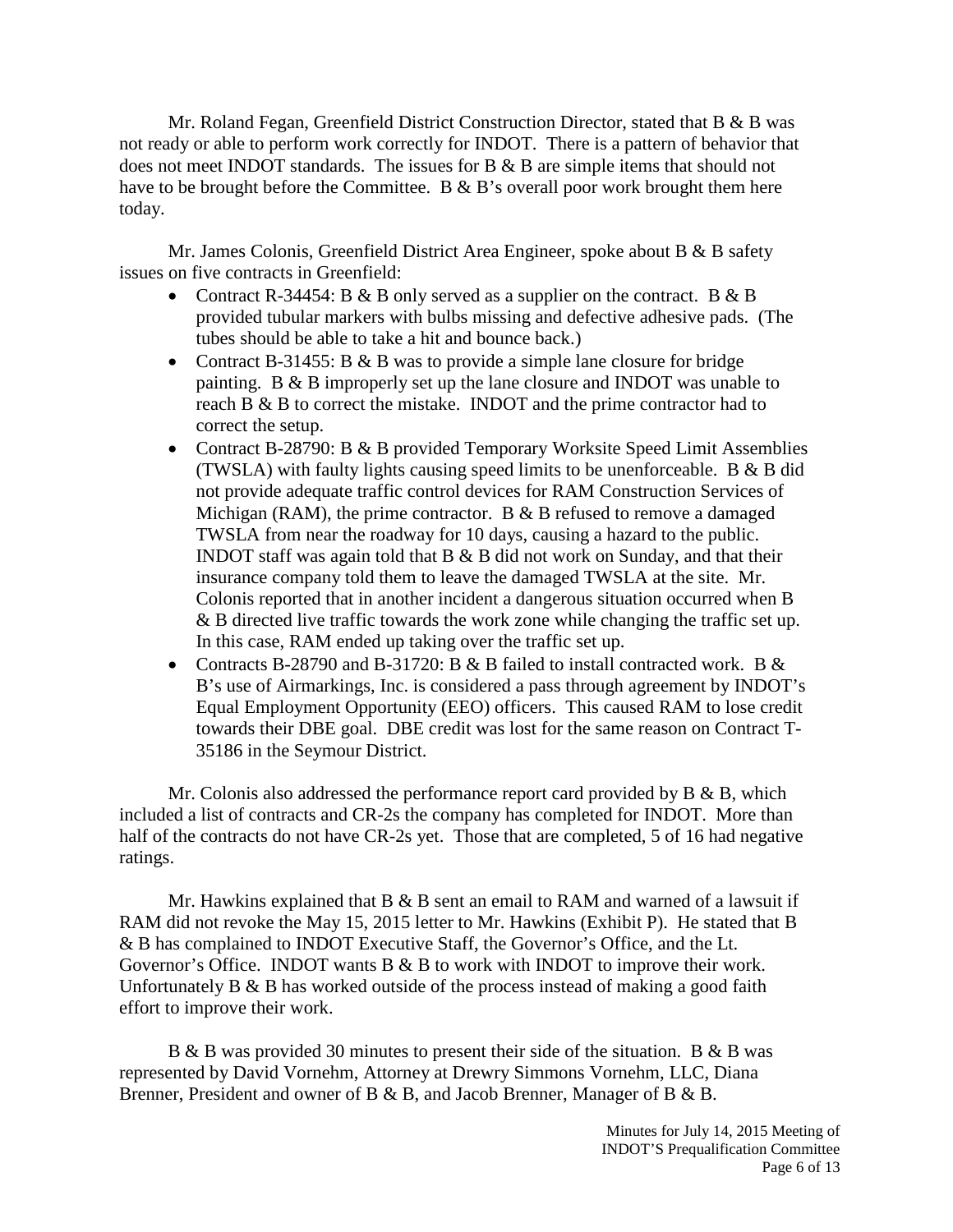Mr. Roland Fegan, Greenfield District Construction Director, stated that B & B was not ready or able to perform work correctly for INDOT. There is a pattern of behavior that does not meet INDOT standards. The issues for B & B are simple items that should not have to be brought before the Committee. B & B's overall poor work brought them here today.

Mr. James Colonis, Greenfield District Area Engineer, spoke about B & B safety issues on five contracts in Greenfield:

- Contract R-34454: B & B only served as a supplier on the contract. B & B provided tubular markers with bulbs missing and defective adhesive pads. (The tubes should be able to take a hit and bounce back.)
- Contract B-31455: B & B was to provide a simple lane closure for bridge painting. B & B improperly set up the lane closure and INDOT was unable to reach B & B to correct the mistake. INDOT and the prime contractor had to correct the setup.
- Contract B-28790: B & B provided Temporary Worksite Speed Limit Assemblies (TWSLA) with faulty lights causing speed limits to be unenforceable. B & B did not provide adequate traffic control devices for RAM Construction Services of Michigan (RAM), the prime contractor. B & B refused to remove a damaged TWSLA from near the roadway for 10 days, causing a hazard to the public. INDOT staff was again told that B & B did not work on Sunday, and that their insurance company told them to leave the damaged TWSLA at the site. Mr. Colonis reported that in another incident a dangerous situation occurred when B & B directed live traffic towards the work zone while changing the traffic set up. In this case, RAM ended up taking over the traffic set up.
- Contracts B-28790 and B-31720: B & B failed to install contracted work. B & B's use of Airmarkings, Inc. is considered a pass through agreement by INDOT's Equal Employment Opportunity (EEO) officers. This caused RAM to lose credit towards their DBE goal. DBE credit was lost for the same reason on Contract T-35186 in the Seymour District.

Mr. Colonis also addressed the performance report card provided by B & B, which included a list of contracts and CR-2s the company has completed for INDOT. More than half of the contracts do not have CR-2s yet. Those that are completed, 5 of 16 had negative ratings.

Mr. Hawkins explained that B & B sent an email to RAM and warned of a lawsuit if RAM did not revoke the May 15, 2015 letter to Mr. Hawkins (Exhibit P). He stated that B & B has complained to INDOT Executive Staff, the Governor's Office, and the Lt. Governor's Office. INDOT wants B & B to work with INDOT to improve their work. Unfortunately B & B has worked outside of the process instead of making a good faith effort to improve their work.

B & B was provided 30 minutes to present their side of the situation. B & B was represented by David Vornehm, Attorney at Drewry Simmons Vornehm, LLC, Diana Brenner, President and owner of B & B, and Jacob Brenner, Manager of B & B.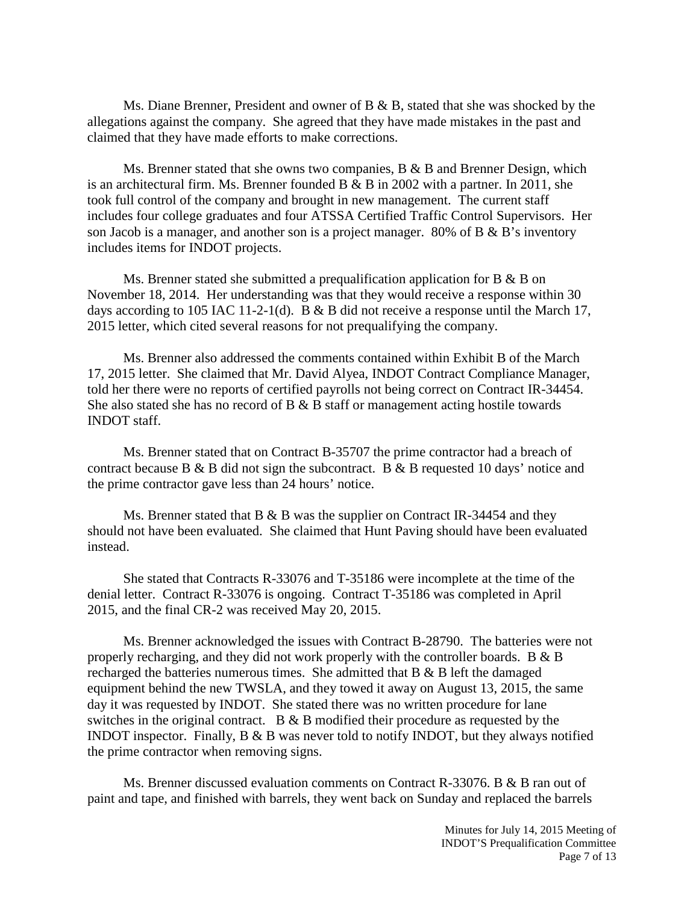Ms. Diane Brenner, President and owner of B & B, stated that she was shocked by the allegations against the company. She agreed that they have made mistakes in the past and claimed that they have made efforts to make corrections.

Ms. Brenner stated that she owns two companies, B & B and Brenner Design, which is an architectural firm. Ms. Brenner founded B & B in 2002 with a partner. In 2011, she took full control of the company and brought in new management. The current staff includes four college graduates and four ATSSA Certified Traffic Control Supervisors. Her son Jacob is a manager, and another son is a project manager. 80% of B & B's inventory includes items for INDOT projects.

Ms. Brenner stated she submitted a prequalification application for B & B on November 18, 2014. Her understanding was that they would receive a response within 30 days according to 105 IAC 11-2-1(d). B & B did not receive a response until the March 17, 2015 letter, which cited several reasons for not prequalifying the company.

Ms. Brenner also addressed the comments contained within Exhibit B of the March 17, 2015 letter. She claimed that Mr. David Alyea, INDOT Contract Compliance Manager, told her there were no reports of certified payrolls not being correct on Contract IR-34454. She also stated she has no record of B & B staff or management acting hostile towards INDOT staff.

Ms. Brenner stated that on Contract B-35707 the prime contractor had a breach of contract because B & B did not sign the subcontract. B & B requested 10 days' notice and the prime contractor gave less than 24 hours' notice.

Ms. Brenner stated that B & B was the supplier on Contract IR-34454 and they should not have been evaluated. She claimed that Hunt Paving should have been evaluated instead.

She stated that Contracts R-33076 and T-35186 were incomplete at the time of the denial letter. Contract R-33076 is ongoing. Contract T-35186 was completed in April 2015, and the final CR-2 was received May 20, 2015.

Ms. Brenner acknowledged the issues with Contract B-28790. The batteries were not properly recharging, and they did not work properly with the controller boards. B & B recharged the batteries numerous times. She admitted that B & B left the damaged equipment behind the new TWSLA, and they towed it away on August 13, 2015, the same day it was requested by INDOT. She stated there was no written procedure for lane switches in the original contract. B & B modified their procedure as requested by the INDOT inspector. Finally, B & B was never told to notify INDOT, but they always notified the prime contractor when removing signs.

Ms. Brenner discussed evaluation comments on Contract R-33076. B & B ran out of paint and tape, and finished with barrels, they went back on Sunday and replaced the barrels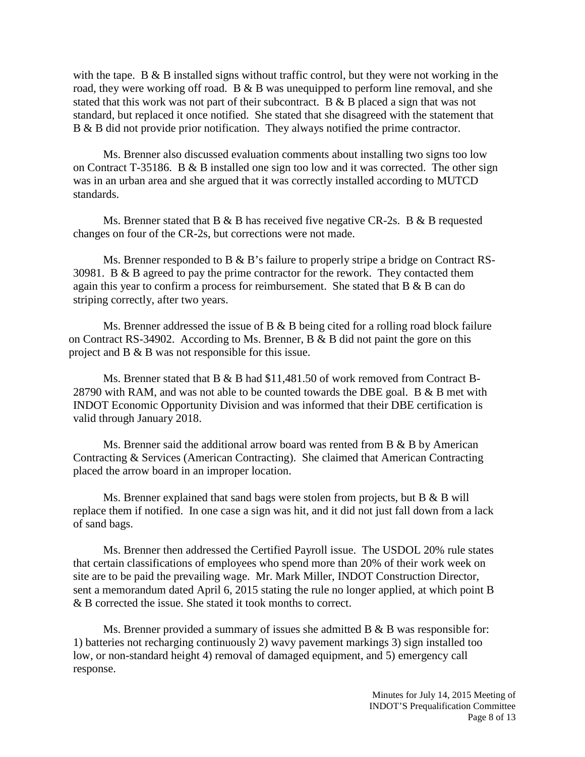with the tape. B & B installed signs without traffic control, but they were not working in the road, they were working off road. B & B was unequipped to perform line removal, and she stated that this work was not part of their subcontract. B & B placed a sign that was not standard, but replaced it once notified. She stated that she disagreed with the statement that B & B did not provide prior notification. They always notified the prime contractor.

Ms. Brenner also discussed evaluation comments about installing two signs too low on Contract T-35186. B & B installed one sign too low and it was corrected. The other sign was in an urban area and she argued that it was correctly installed according to MUTCD standards.

Ms. Brenner stated that B & B has received five negative CR-2s. B & B requested changes on four of the CR-2s, but corrections were not made.

Ms. Brenner responded to B & B's failure to properly stripe a bridge on Contract RS-30981. B & B agreed to pay the prime contractor for the rework. They contacted them again this year to confirm a process for reimbursement. She stated that B & B can do striping correctly, after two years.

Ms. Brenner addressed the issue of B & B being cited for a rolling road block failure on Contract RS-34902. According to Ms. Brenner, B & B did not paint the gore on this project and B & B was not responsible for this issue.

Ms. Brenner stated that B & B had $11,481.50 of work removed from Contract B-28790 with RAM, and was not able to be counted towards the DBE goal. B & B met with INDOT Economic Opportunity Division and was informed that their DBE certification is valid through January 2018.

Ms. Brenner said the additional arrow board was rented from B & B by American Contracting & Services (American Contracting). She claimed that American Contracting placed the arrow board in an improper location.

Ms. Brenner explained that sand bags were stolen from projects, but B & B will replace them if notified. In one case a sign was hit, and it did not just fall down from a lack of sand bags.

Ms. Brenner then addressed the Certified Payroll issue. The USDOL 20% rule states that certain classifications of employees who spend more than 20% of their work week on site are to be paid the prevailing wage. Mr. Mark Miller, INDOT Construction Director, sent a memorandum dated April 6, 2015 stating the rule no longer applied, at which point B & B corrected the issue. She stated it took months to correct.

Ms. Brenner provided a summary of issues she admitted B & B was responsible for: 1) batteries not recharging continuously 2) wavy pavement markings 3) sign installed too low, or non-standard height 4) removal of damaged equipment, and 5) emergency call response.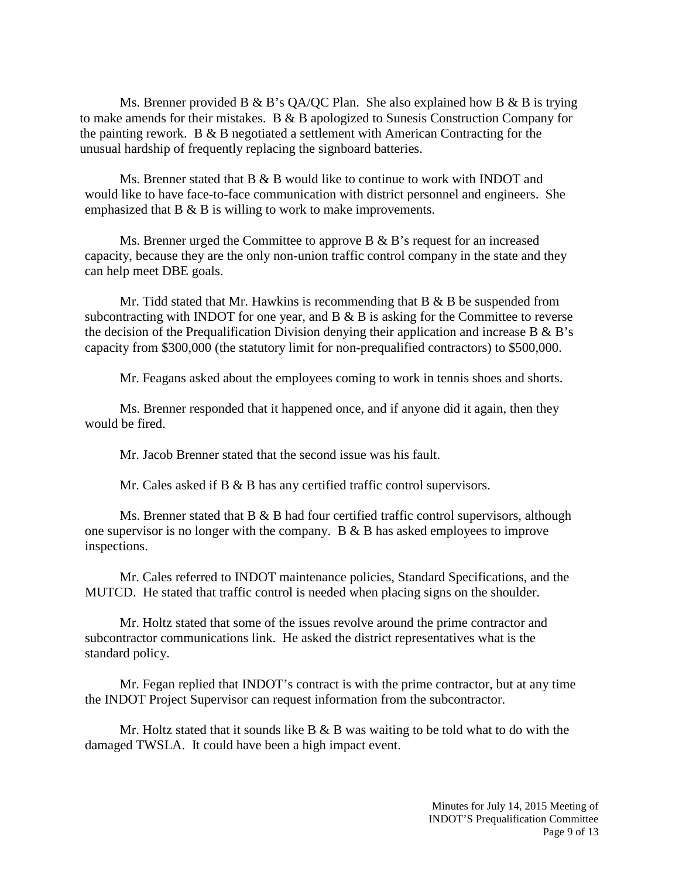Ms. Brenner provided B & B's QA/QC Plan. She also explained how B & B is trying to make amends for their mistakes. B & B apologized to Sunesis Construction Company for the painting rework. B & B negotiated a settlement with American Contracting for the unusual hardship of frequently replacing the signboard batteries.

Ms. Brenner stated that B & B would like to continue to work with INDOT and would like to have face-to-face communication with district personnel and engineers. She emphasized that B & B is willing to work to make improvements.

Ms. Brenner urged the Committee to approve B & B's request for an increased capacity, because they are the only non-union traffic control company in the state and they can help meet DBE goals.

Mr. Tidd stated that Mr. Hawkins is recommending that B & B be suspended from subcontracting with INDOT for one year, and B & B is asking for the Committee to reverse the decision of the Prequalification Division denying their application and increase B & B's capacity from $300,000 (the statutory limit for non-prequalified contractors) to $500,000.

Mr. Feagans asked about the employees coming to work in tennis shoes and shorts.

Ms. Brenner responded that it happened once, and if anyone did it again, then they would be fired.

Mr. Jacob Brenner stated that the second issue was his fault.

Mr. Cales asked if B & B has any certified traffic control supervisors.

Ms. Brenner stated that B & B had four certified traffic control supervisors, although one supervisor is no longer with the company. B & B has asked employees to improve inspections.

Mr. Cales referred to INDOT maintenance policies, Standard Specifications, and the MUTCD. He stated that traffic control is needed when placing signs on the shoulder.

Mr. Holtz stated that some of the issues revolve around the prime contractor and subcontractor communications link. He asked the district representatives what is the standard policy.

Mr. Fegan replied that INDOT's contract is with the prime contractor, but at any time the INDOT Project Supervisor can request information from the subcontractor.

Mr. Holtz stated that it sounds like B & B was waiting to be told what to do with the damaged TWSLA. It could have been a high impact event.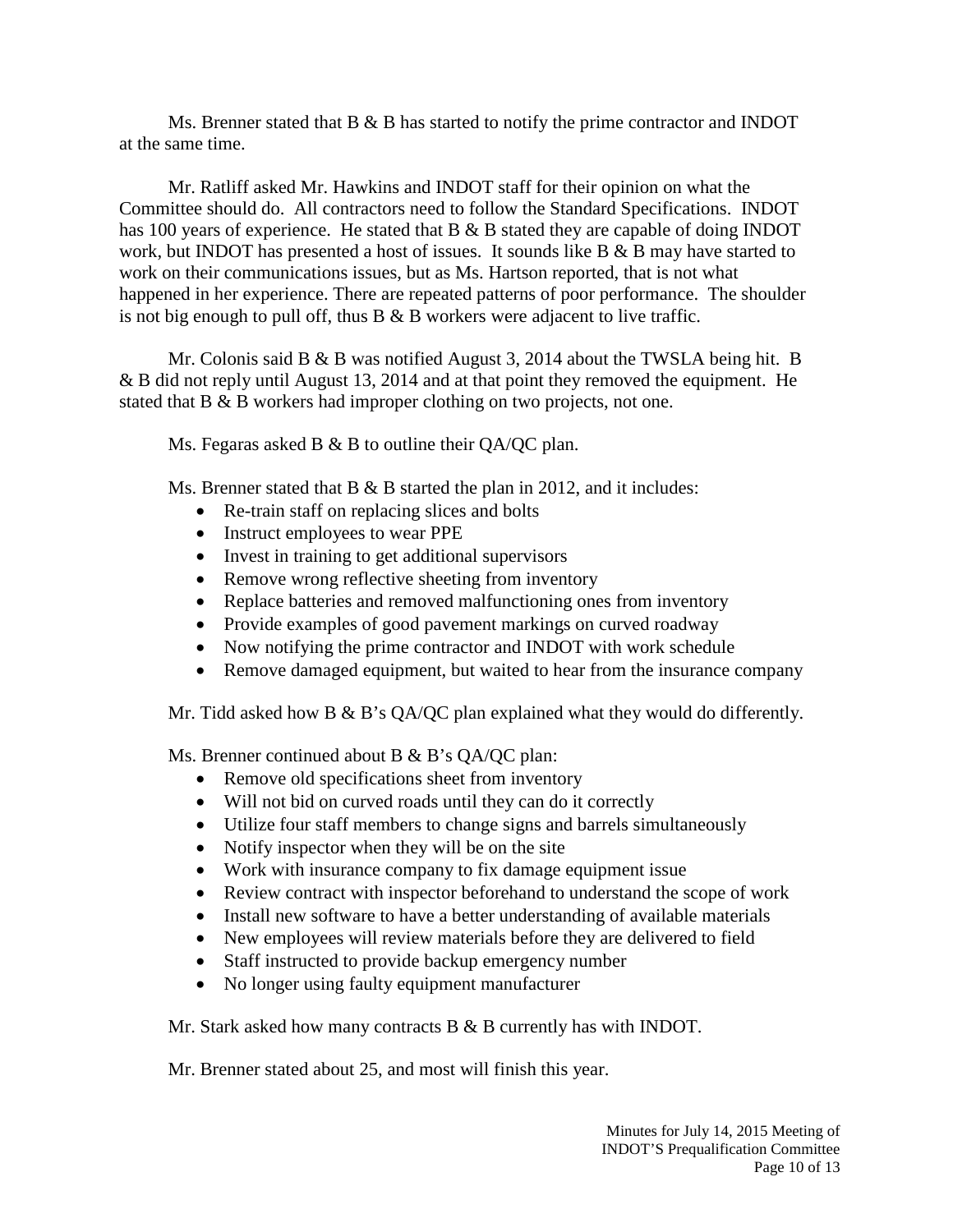Ms. Brenner stated that B & B has started to notify the prime contractor and INDOT at the same time.

Mr. Ratliff asked Mr. Hawkins and INDOT staff for their opinion on what the Committee should do. All contractors need to follow the Standard Specifications. INDOT has 100 years of experience. He stated that B & B stated they are capable of doing INDOT work, but INDOT has presented a host of issues. It sounds like B & B may have started to work on their communications issues, but as Ms. Hartson reported, that is not what happened in her experience. There are repeated patterns of poor performance. The shoulder is not big enough to pull off, thus B & B workers were adjacent to live traffic.

Mr. Colonis said B & B was notified August 3, 2014 about the TWSLA being hit. B & B did not reply until August 13, 2014 and at that point they removed the equipment. He stated that B & B workers had improper clothing on two projects, not one.

Ms. Fegaras asked B & B to outline their QA/QC plan.

Ms. Brenner stated that B & B started the plan in 2012, and it includes:

- Re-train staff on replacing slices and bolts
- Instruct employees to wear PPE
- Invest in training to get additional supervisors
- Remove wrong reflective sheeting from inventory
- Replace batteries and removed malfunctioning ones from inventory
- Provide examples of good pavement markings on curved roadway
- Now notifying the prime contractor and INDOT with work schedule
- Remove damaged equipment, but waited to hear from the insurance company

Mr. Tidd asked how B & B's QA/QC plan explained what they would do differently.

Ms. Brenner continued about B & B's QA/QC plan:

- Remove old specifications sheet from inventory
- Will not bid on curved roads until they can do it correctly
- Utilize four staff members to change signs and barrels simultaneously
- Notify inspector when they will be on the site
- Work with insurance company to fix damage equipment issue
- Review contract with inspector beforehand to understand the scope of work
- Install new software to have a better understanding of available materials
- New employees will review materials before they are delivered to field
- Staff instructed to provide backup emergency number
- No longer using faulty equipment manufacturer

Mr. Stark asked how many contracts B & B currently has with INDOT.

Mr. Brenner stated about 25, and most will finish this year.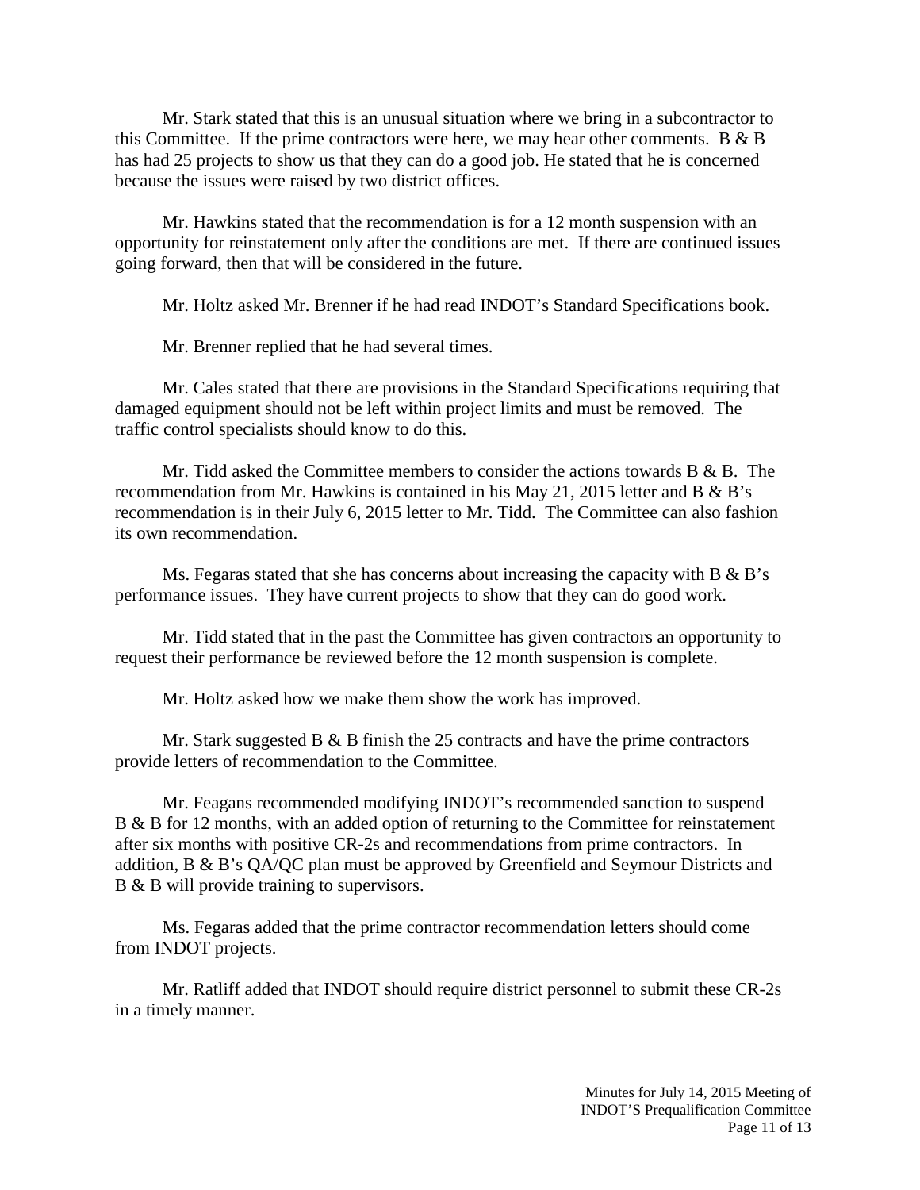Mr. Stark stated that this is an unusual situation where we bring in a subcontractor to this Committee. If the prime contractors were here, we may hear other comments. B & B has had 25 projects to show us that they can do a good job. He stated that he is concerned because the issues were raised by two district offices.

Mr. Hawkins stated that the recommendation is for a 12 month suspension with an opportunity for reinstatement only after the conditions are met. If there are continued issues going forward, then that will be considered in the future.

Mr. Holtz asked Mr. Brenner if he had read INDOT's Standard Specifications book.

Mr. Brenner replied that he had several times.

Mr. Cales stated that there are provisions in the Standard Specifications requiring that damaged equipment should not be left within project limits and must be removed. The traffic control specialists should know to do this.

Mr. Tidd asked the Committee members to consider the actions towards B & B. The recommendation from Mr. Hawkins is contained in his May 21, 2015 letter and B & B's recommendation is in their July 6, 2015 letter to Mr. Tidd. The Committee can also fashion its own recommendation.

Ms. Fegaras stated that she has concerns about increasing the capacity with B & B's performance issues. They have current projects to show that they can do good work.

Mr. Tidd stated that in the past the Committee has given contractors an opportunity to request their performance be reviewed before the 12 month suspension is complete.

Mr. Holtz asked how we make them show the work has improved.

Mr. Stark suggested B & B finish the 25 contracts and have the prime contractors provide letters of recommendation to the Committee.

Mr. Feagans recommended modifying INDOT's recommended sanction to suspend B & B for 12 months, with an added option of returning to the Committee for reinstatement after six months with positive CR-2s and recommendations from prime contractors. In addition, B & B's QA/QC plan must be approved by Greenfield and Seymour Districts and B & B will provide training to supervisors.

Ms. Fegaras added that the prime contractor recommendation letters should come from INDOT projects.

Mr. Ratliff added that INDOT should require district personnel to submit these CR-2s in a timely manner.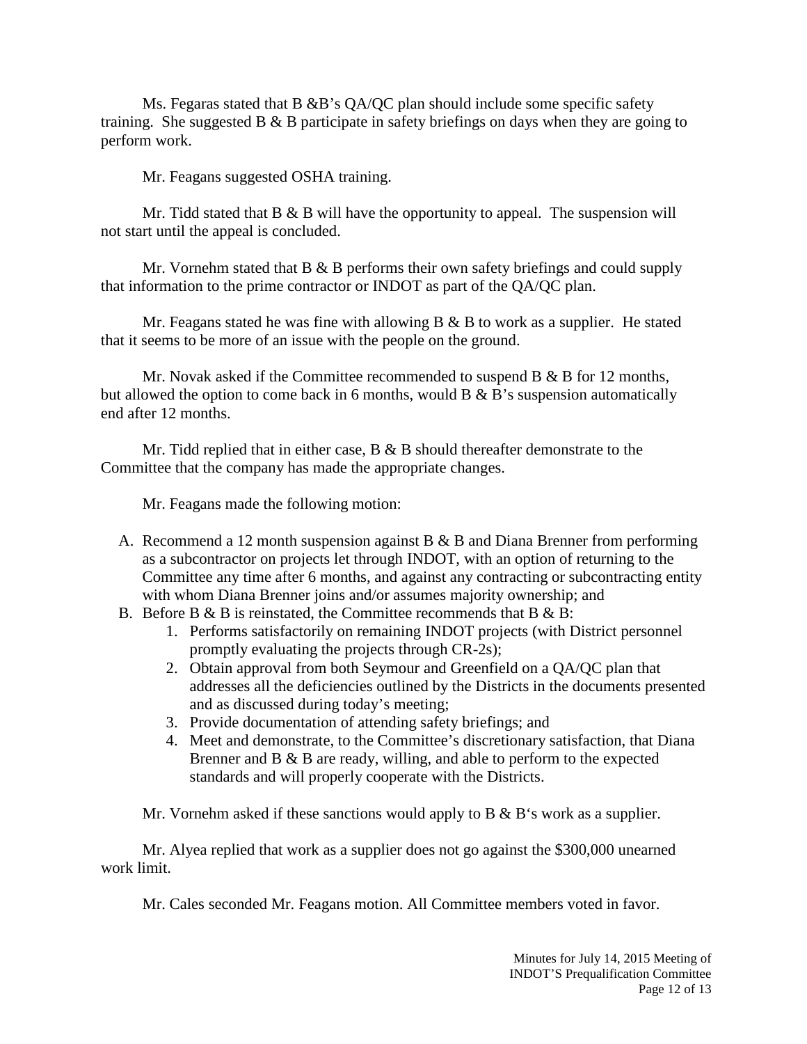Ms. Fegaras stated that B &B's QA/QC plan should include some specific safety training. She suggested B & B participate in safety briefings on days when they are going to perform work.

Mr. Feagans suggested OSHA training.

Mr. Tidd stated that B & B will have the opportunity to appeal. The suspension will not start until the appeal is concluded.

Mr. Vornehm stated that B & B performs their own safety briefings and could supply that information to the prime contractor or INDOT as part of the QA/QC plan.

Mr. Feagans stated he was fine with allowing B & B to work as a supplier. He stated that it seems to be more of an issue with the people on the ground.

Mr. Novak asked if the Committee recommended to suspend B & B for 12 months, but allowed the option to come back in 6 months, would B & B's suspension automatically end after 12 months.

Mr. Tidd replied that in either case, B & B should thereafter demonstrate to the Committee that the company has made the appropriate changes.

Mr. Feagans made the following motion:

A. Recommend a 12 month suspension against B & B and Diana Brenner from performing as a subcontractor on projects let through INDOT, with an option of returning to the Committee any time after 6 months, and against any contracting or subcontracting entity with whom Diana Brenner joins and/or assumes majority ownership; and
B. Before B & B is reinstated, the Committee recommends that B & B:
    1. Performs satisfactorily on remaining INDOT projects (with District personnel promptly evaluating the projects through CR-2s);
    2. Obtain approval from both Seymour and Greenfield on a QA/QC plan that addresses all the deficiencies outlined by the Districts in the documents presented and as discussed during today's meeting;
    3. Provide documentation of attending safety briefings; and
    4. Meet and demonstrate, to the Committee's discretionary satisfaction, that Diana Brenner and B & B are ready, willing, and able to perform to the expected standards and will properly cooperate with the Districts.

Mr. Vornehm asked if these sanctions would apply to B & B's work as a supplier.

Mr. Alyea replied that work as a supplier does not go against the $300,000 unearned work limit.

Mr. Cales seconded Mr. Feagans motion. All Committee members voted in favor.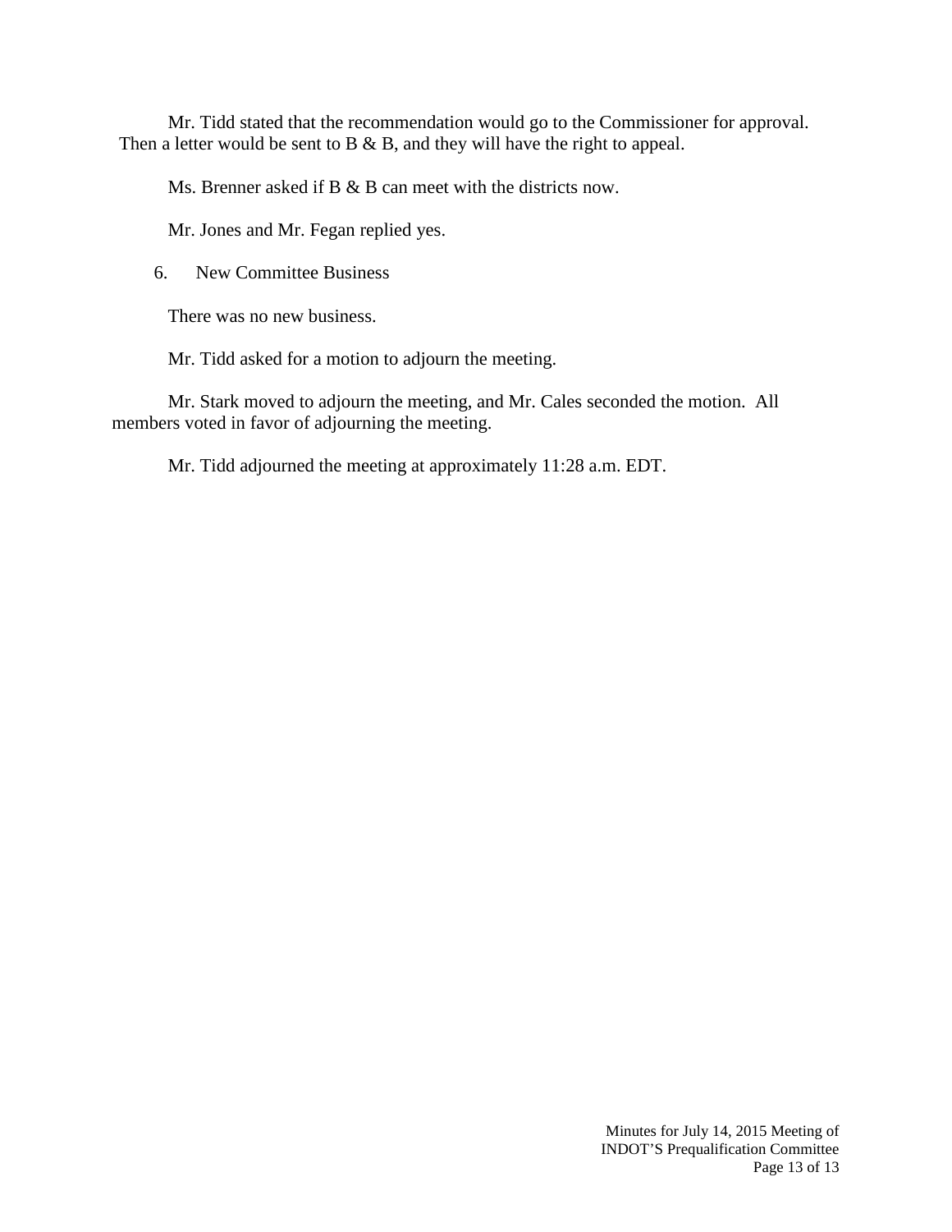Mr. Tidd stated that the recommendation would go to the Commissioner for approval. Then a letter would be sent to B & B, and they will have the right to appeal.

Ms. Brenner asked if B & B can meet with the districts now.

Mr. Jones and Mr. Fegan replied yes.

6. New Committee Business

There was no new business.

Mr. Tidd asked for a motion to adjourn the meeting.

Mr. Stark moved to adjourn the meeting, and Mr. Cales seconded the motion. All members voted in favor of adjourning the meeting.

Mr. Tidd adjourned the meeting at approximately 11:28 a.m. EDT.